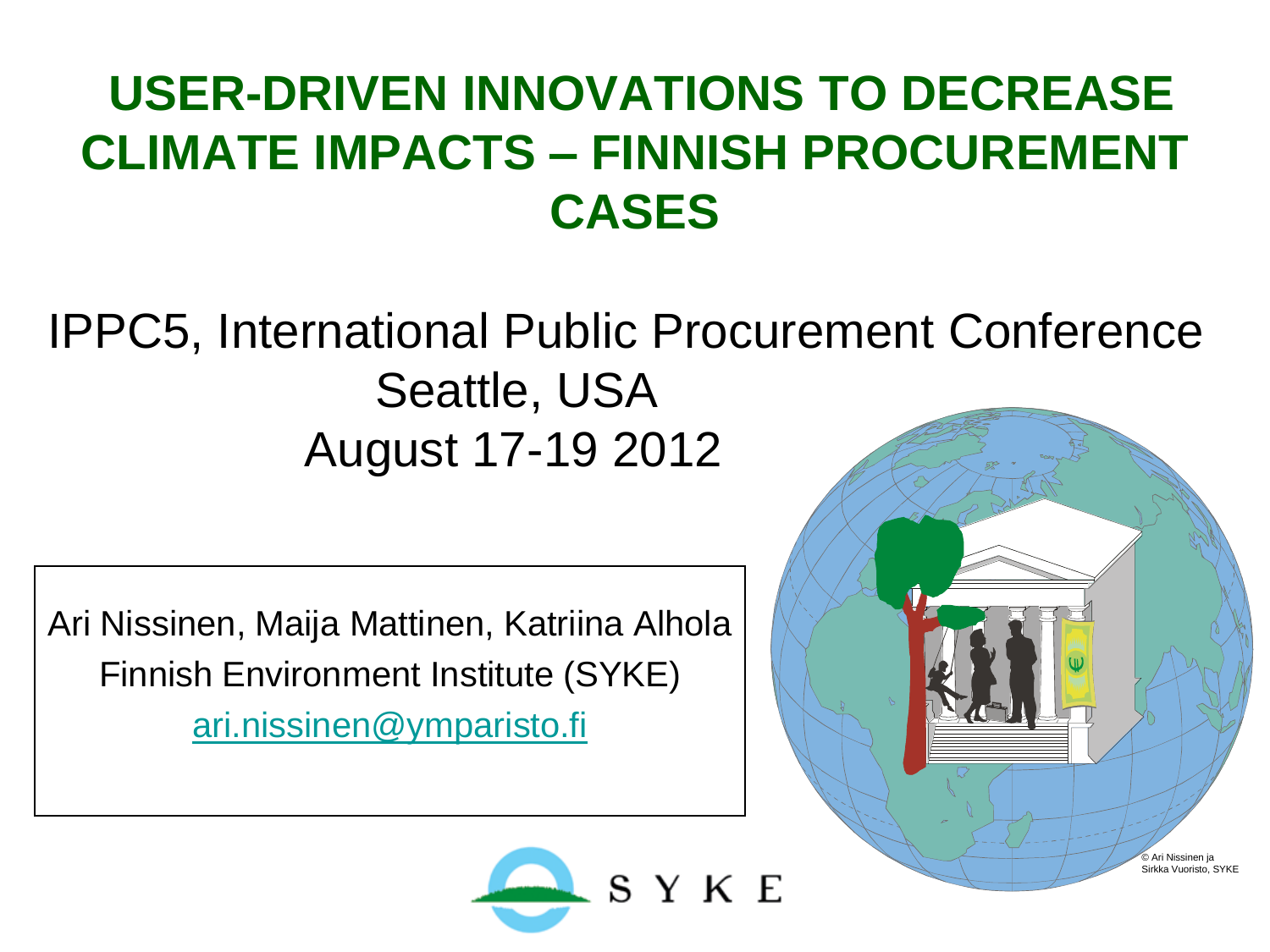# USER-DRIVEN INNOVATIONS TO DECREASE CLIMATE IMPACTS – FINNISH PROCUREMENT CASES

IPPC5, International Public Procurement Conference
Seattle, USA
August 17-19 2012

Ari Nissinen, Maija Mattinen, Katriina Alhola
Finnish Environment Institute (SYKE)
ari.nissinen@ymparisto.fi

© Ari Nissinen ja Sirkka Vuoristo, SYKE

SYKE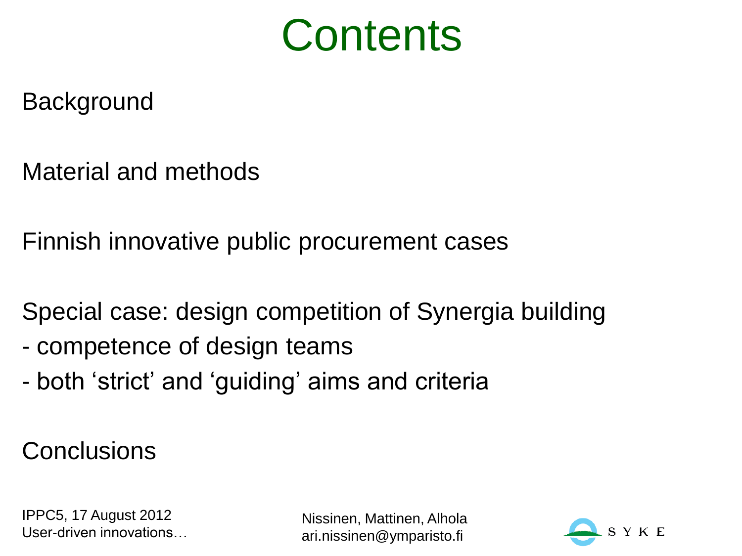# Contents

Background

Material and methods

Finnish innovative public procurement cases

Special case: design competition of Synergia building
- competence of design teams
- both 'strict' and 'guiding' aims and criteria

Conclusions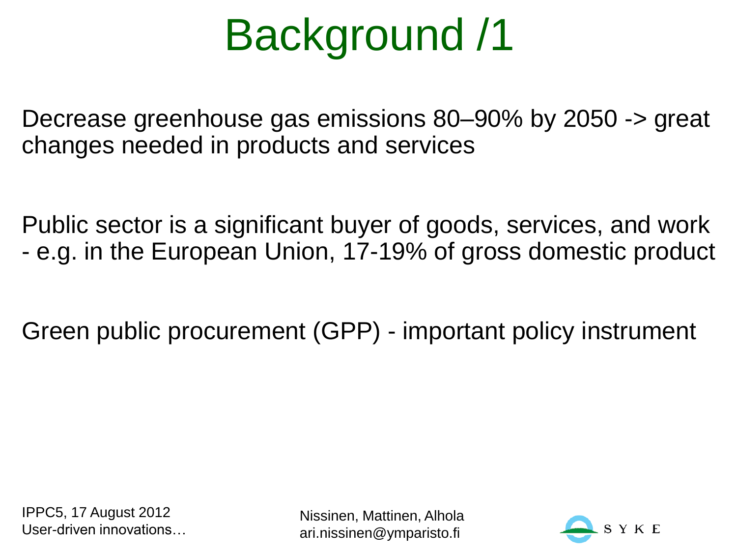# Background /1

Decrease greenhouse gas emissions 80–90% by 2050 -> great changes needed in products and services

Public sector is a significant buyer of goods, services, and work - e.g. in the European Union, 17-19% of gross domestic product

Green public procurement (GPP) - important policy instrument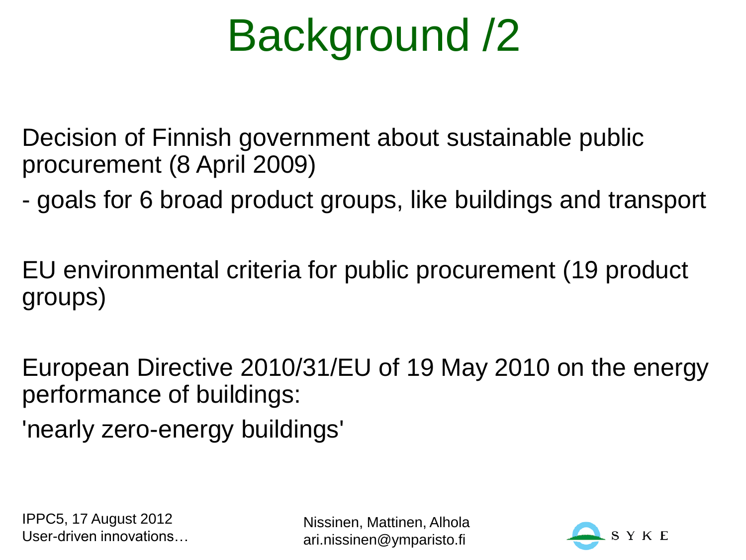# Background /2

Decision of Finnish government about sustainable public procurement (8 April 2009)

- goals for 6 broad product groups, like buildings and transport

EU environmental criteria for public procurement (19 product groups)

European Directive 2010/31/EU of 19 May 2010 on the energy performance of buildings:

'nearly zero-energy buildings'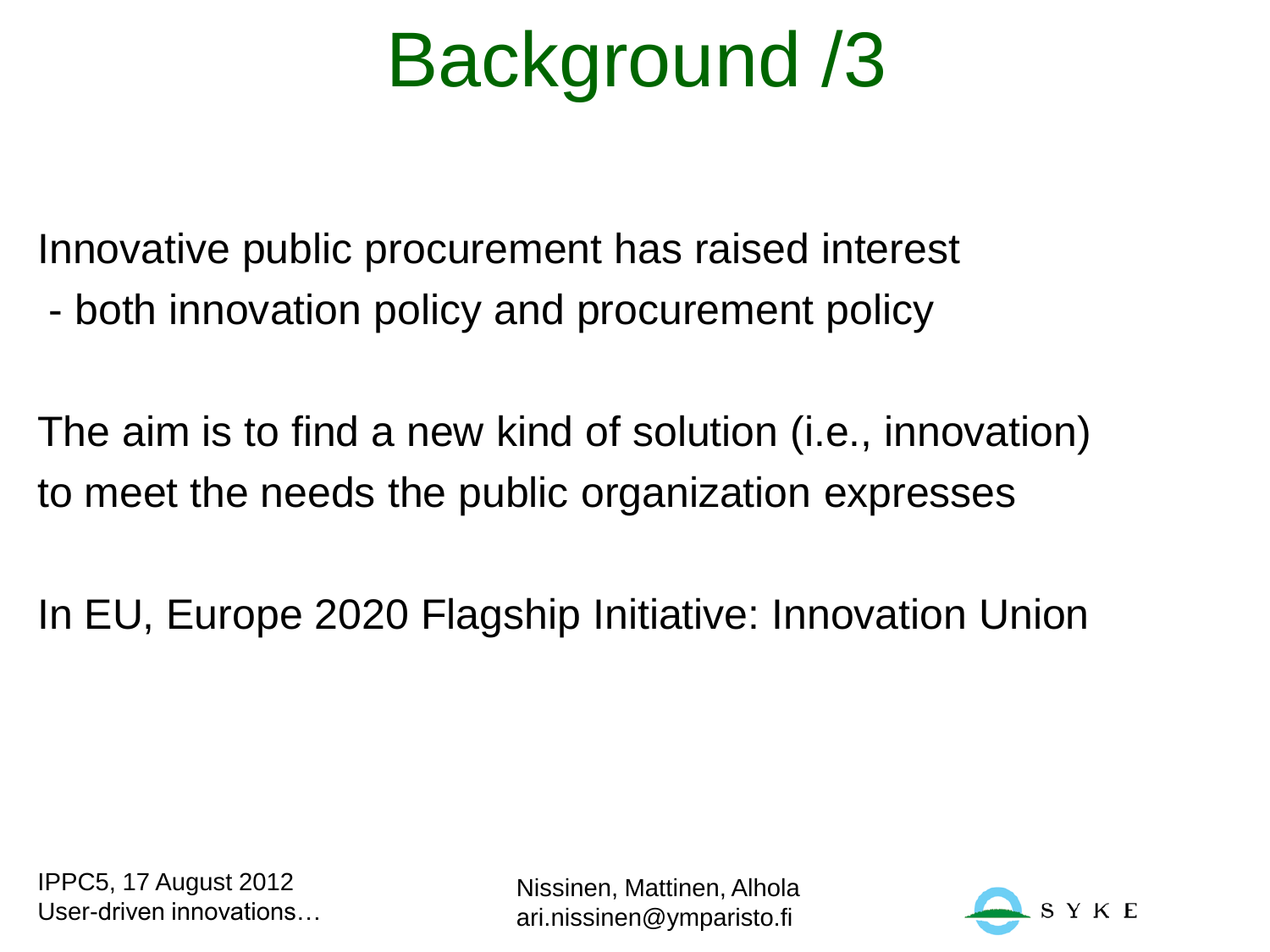# Background /3

Innovative public procurement has raised interest
- both innovation policy and procurement policy

The aim is to find a new kind of solution (i.e., innovation) to meet the needs the public organization expresses

In EU, Europe 2020 Flagship Initiative: Innovation Union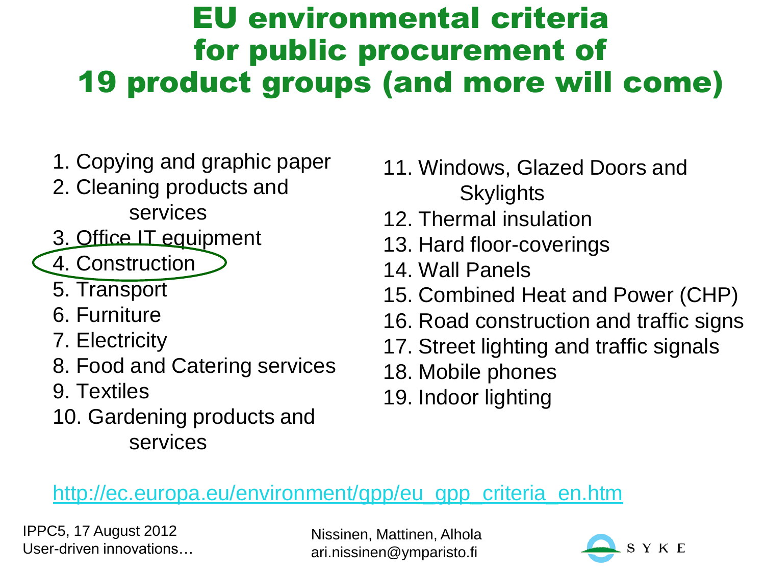# EU environmental criteria for public procurement of 19 product groups (and more will come)

1. Copying and graphic paper
2. Cleaning products and services
3. Office IT equipment
4. Construction
5. Transport
6. Furniture
7. Electricity
8. Food and Catering services
9. Textiles
10. Gardening products and services
11. Windows, Glazed Doors and Skylights
12. Thermal insulation
13. Hard floor-coverings
14. Wall Panels
15. Combined Heat and Power (CHP)
16. Road construction and traffic signs
17. Street lighting and traffic signals
18. Mobile phones
19. Indoor lighting

http://ec.europa.eu/environment/gpp/eu_gpp_criteria_en.htm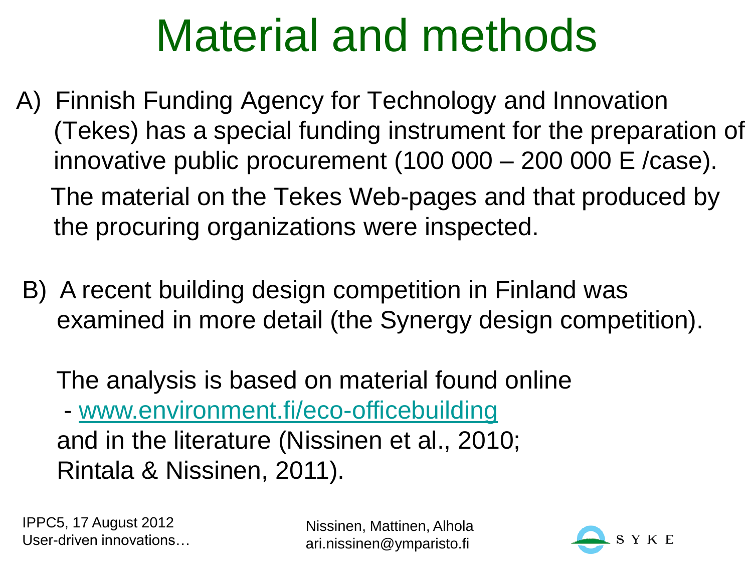# Material and methods

A) Finnish Funding Agency for Technology and Innovation (Tekes) has a special funding instrument for the preparation of innovative public procurement (100 000 – 200 000 E /case).

The material on the Tekes Web-pages and that produced by the procuring organizations were inspected.

B) A recent building design competition in Finland was examined in more detail (the Synergy design competition).

The analysis is based on material found online
- www.environment.fi/eco-officebuilding

and in the literature (Nissinen et al., 2010; Rintala & Nissinen, 2011).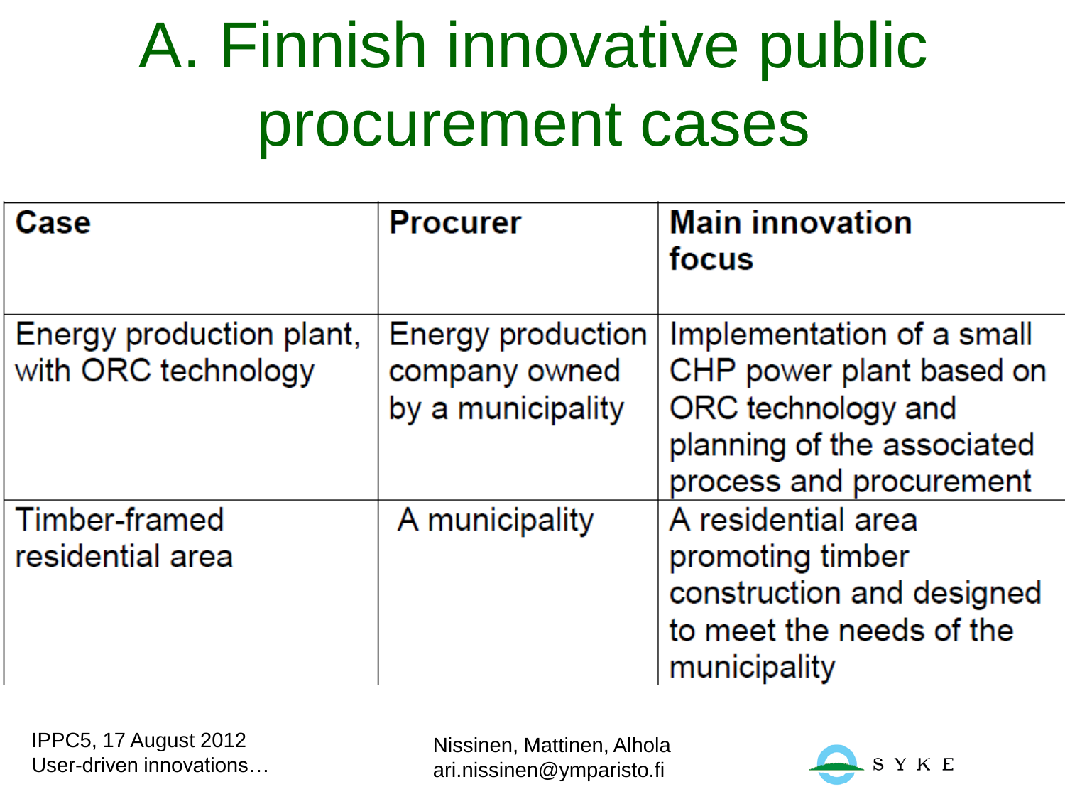# A. Finnish innovative public procurement cases

| Case | Procurer | Main innovation focus |
|---|---|---|
| Energy production plant, with ORC technology | Energy production company owned by a municipality | Implementation of a small CHP power plant based on ORC technology and planning of the associated process and procurement |
| Timber-framed residential area | A municipality | A residential area promoting timber construction and designed to meet the needs of the municipality |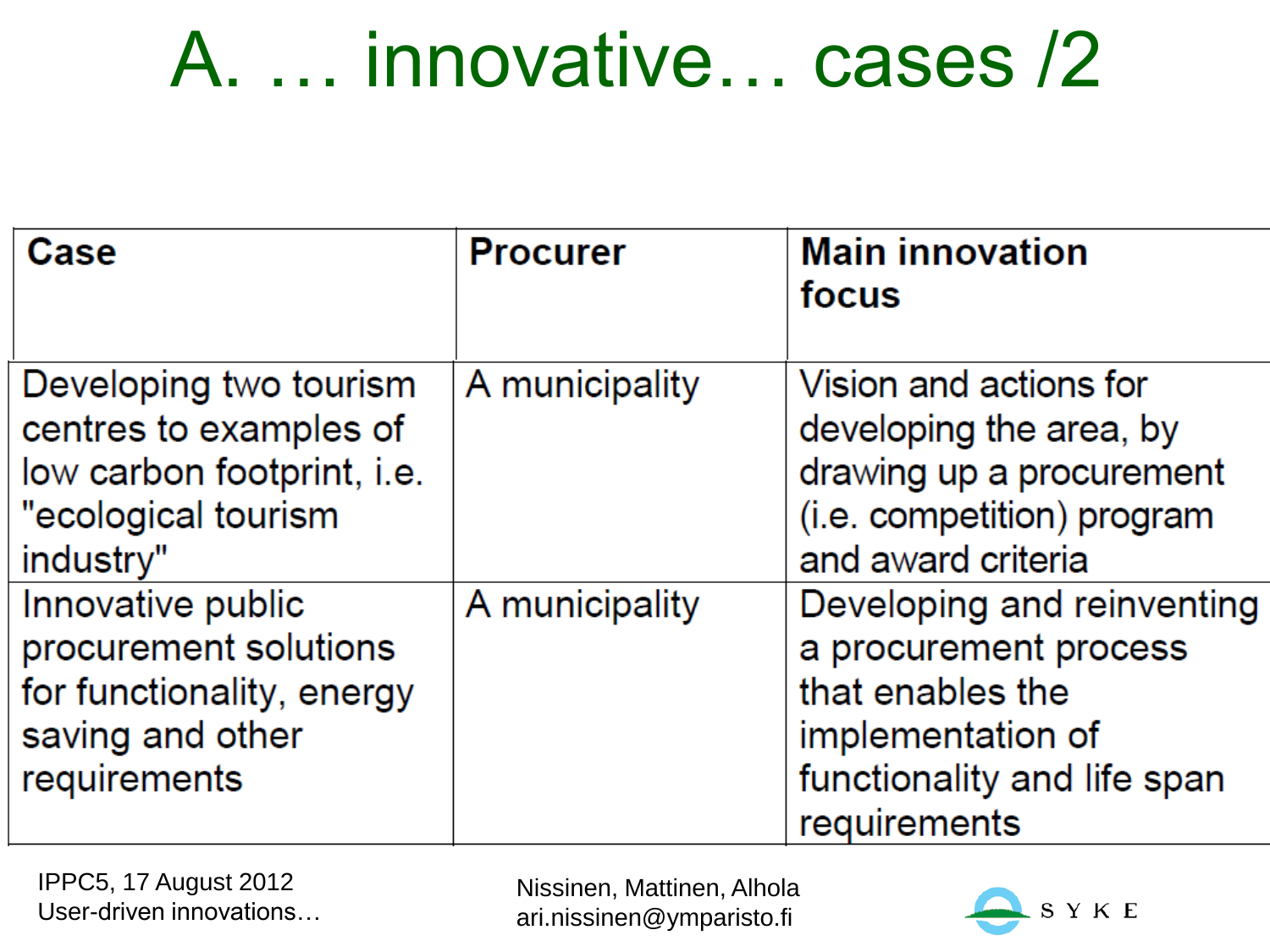# A. … innovative… cases /2

| Case | Procurer | Main innovation focus |
|---|---|---|
| Developing two tourism centres to examples of low carbon footprint, i.e. "ecological tourism industry" | A municipality | Vision and actions for developing the area, by drawing up a procurement (i.e. competition) program and award criteria |
| Innovative public procurement solutions for functionality, energy saving and other requirements | A municipality | Developing and reinventing a procurement process that enables the implementation of functionality and life span requirements |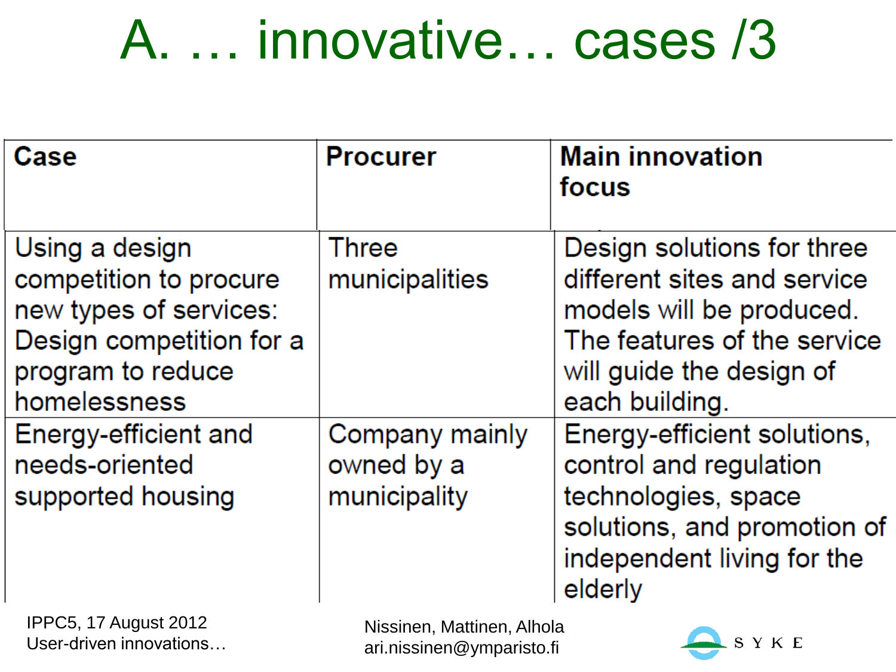# A. … innovative… cases /3

| Case | Procurer | Main innovation focus |
|---|---|---|
| Using a design competition to procure new types of services: Design competition for a program to reduce homelessness | Three municipalities | Design solutions for three different sites and service models will be produced. The features of the service will guide the design of each building. |
| Energy-efficient and needs-oriented supported housing | Company mainly owned by a municipality | Energy-efficient solutions, control and regulation technologies, space solutions, and promotion of independent living for the elderly |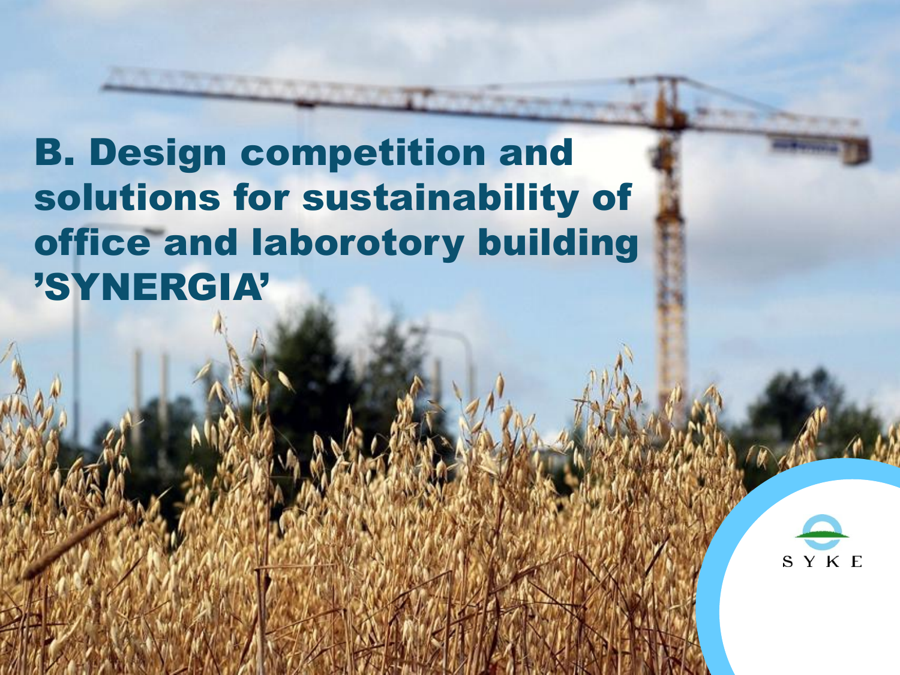# B. Design competition and solutions for sustainability of office and laborotory building 'SYNERGIA'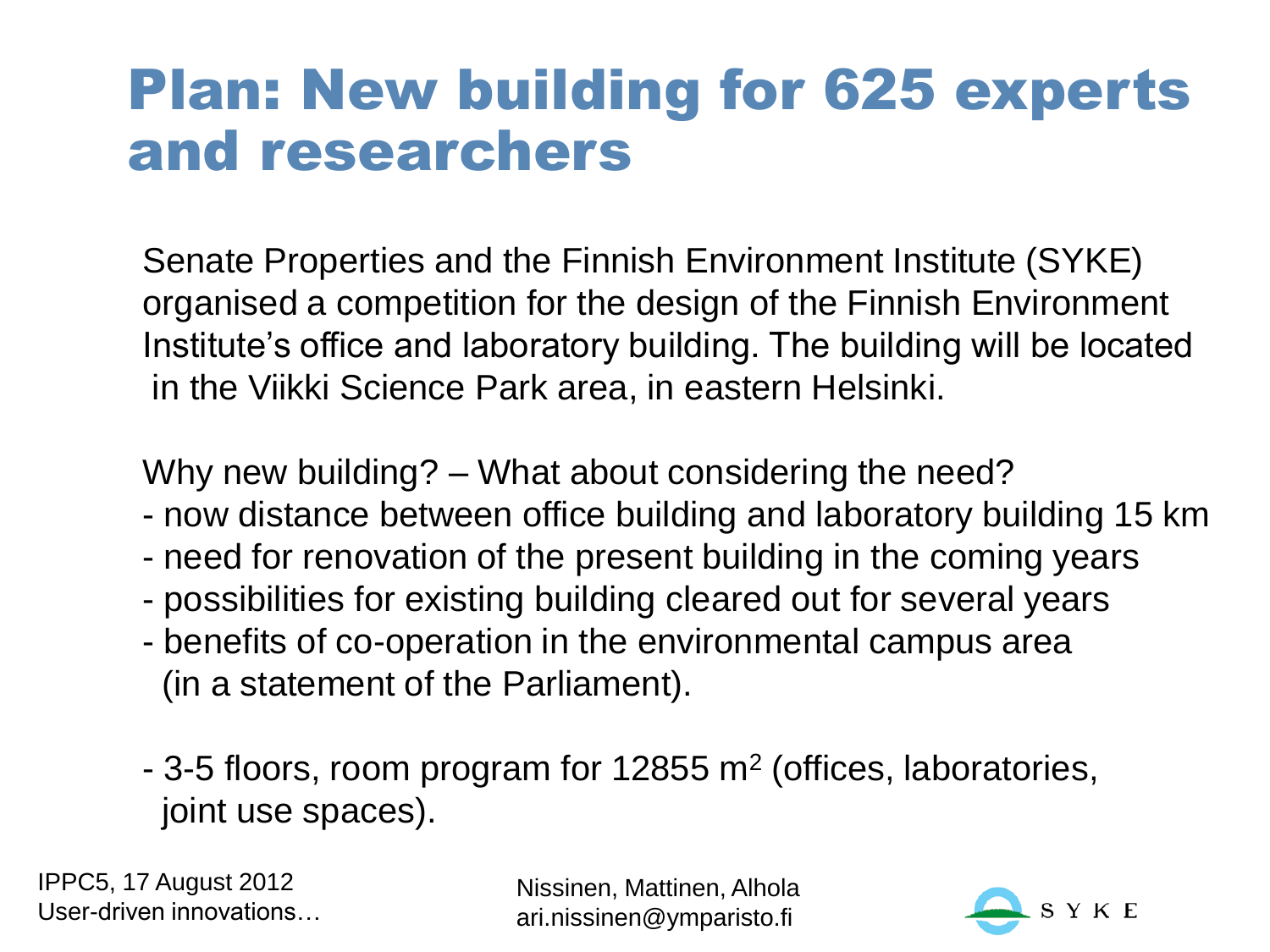# Plan: New building for 625 experts and researchers

Senate Properties and the Finnish Environment Institute (SYKE) organised a competition for the design of the Finnish Environment Institute's office and laboratory building. The building will be located in the Viikki Science Park area, in eastern Helsinki.

Why new building? – What about considering the need?

- now distance between office building and laboratory building 15 km
- need for renovation of the present building in the coming years
- possibilities for existing building cleared out for several years
- benefits of co-operation in the environmental campus area (in a statement of the Parliament).

- 3-5 floors, room program for 12855 $m^2$ (offices, laboratories, joint use spaces).

IPPC5, 17 August 2012
User-driven innovations…

Nissinen, Mattinen, Alhola
ari.nissinen@ymparisto.fi

SYKE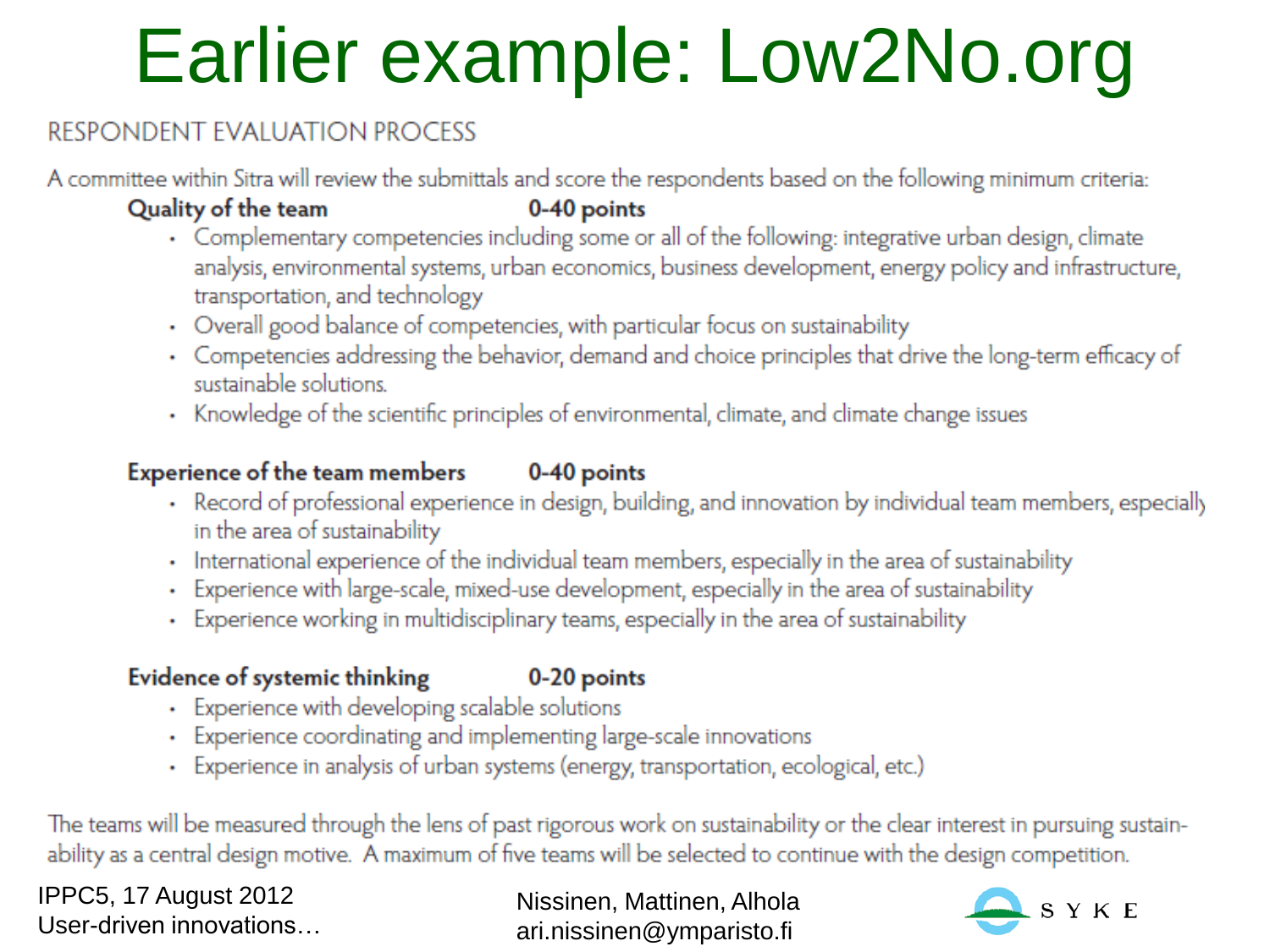# Earlier example: Low2No.org

## RESPONDENT EVALUATION PROCESS

A committee within Sitra will review the submittals and score the respondents based on the following minimum criteria:

**Quality of the team** **0-40 points**

- Complementary competencies including some or all of the following: integrative urban design, climate analysis, environmental systems, urban economics, business development, energy policy and infrastructure, transportation, and technology
- Overall good balance of competencies, with particular focus on sustainability
- Competencies addressing the behavior, demand and choice principles that drive the long-term efficacy of sustainable solutions.
- Knowledge of the scientific principles of environmental, climate, and climate change issues

**Experience of the team members** **0-40 points**

- Record of professional experience in design, building, and innovation by individual team members, especially in the area of sustainability
- International experience of the individual team members, especially in the area of sustainability
- Experience with large-scale, mixed-use development, especially in the area of sustainability
- Experience working in multidisciplinary teams, especially in the area of sustainability

**Evidence of systemic thinking** **0-20 points**

- Experience with developing scalable solutions
- Experience coordinating and implementing large-scale innovations
- Experience in analysis of urban systems (energy, transportation, ecological, etc.)

The teams will be measured through the lens of past rigorous work on sustainability or the clear interest in pursuing sustainability as a central design motive. A maximum of five teams will be selected to continue with the design competition.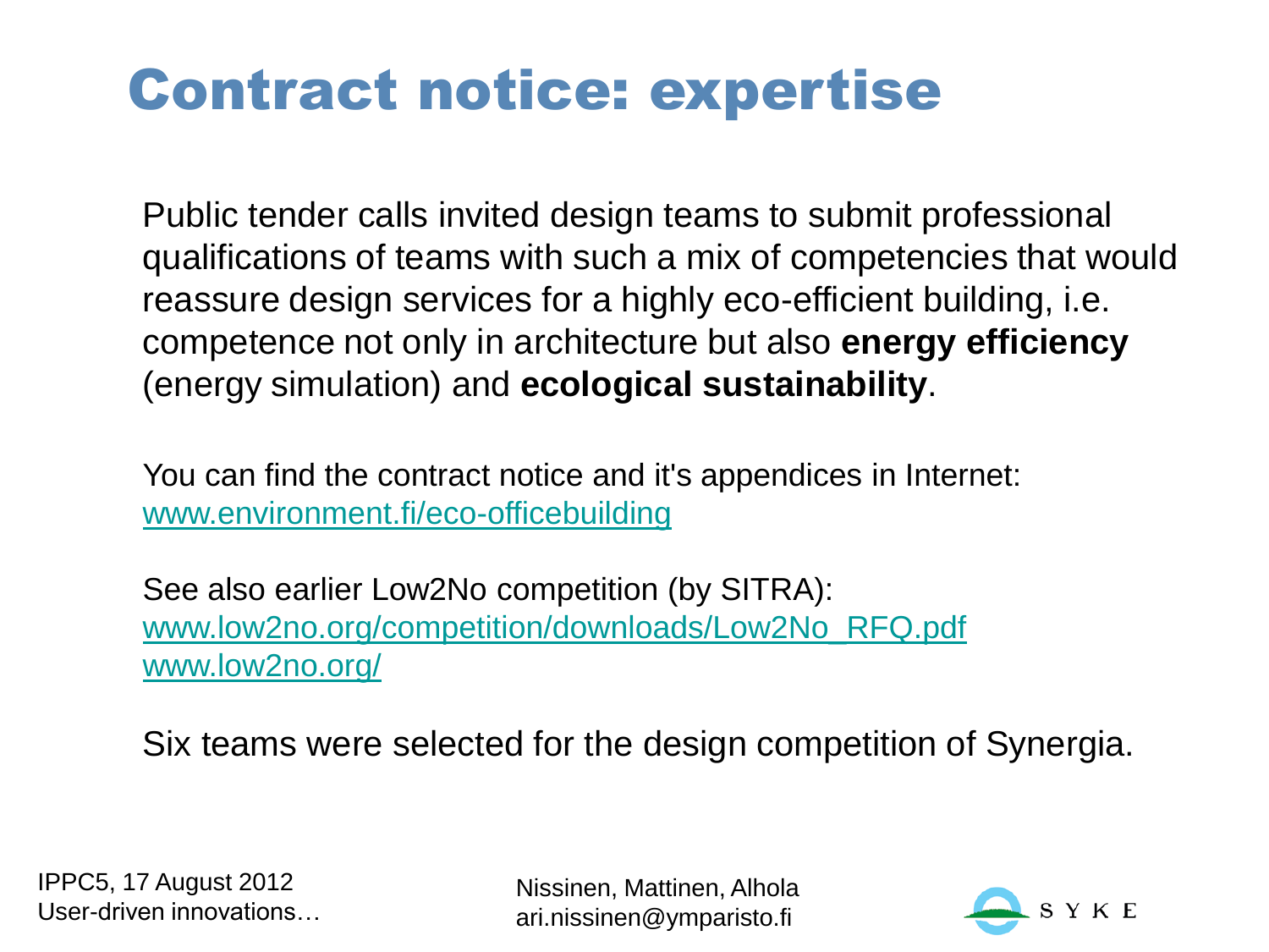# Contract notice: expertise

Public tender calls invited design teams to submit professional qualifications of teams with such a mix of competencies that would reassure design services for a highly eco-efficient building, i.e. competence not only in architecture but also **energy efficiency** (energy simulation) and **ecological sustainability**.

You can find the contract notice and it's appendices in Internet:
www.environment.fi/eco-officebuilding

See also earlier Low2No competition (by SITRA):
www.low2no.org/competition/downloads/Low2No_RFQ.pdf
www.low2no.org/

Six teams were selected for the design competition of Synergia.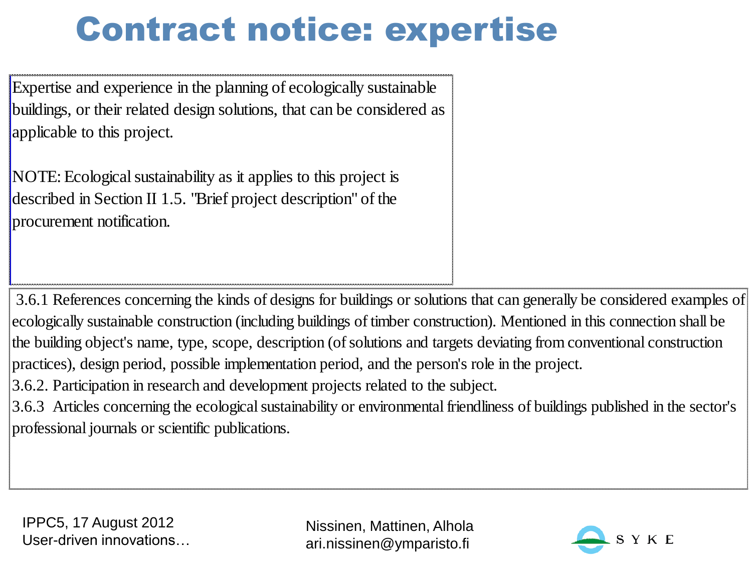# Contract notice: expertise

Expertise and experience in the planning of ecologically sustainable buildings, or their related design solutions, that can be considered as applicable to this project.

NOTE: Ecological sustainability as it applies to this project is described in Section II 1.5. "Brief project description" of the procurement notification.

3.6.1 References concerning the kinds of designs for buildings or solutions that can generally be considered examples of ecologically sustainable construction (including buildings of timber construction). Mentioned in this connection shall be the building object's name, type, scope, description (of solutions and targets deviating from conventional construction practices), design period, possible implementation period, and the person's role in the project.
3.6.2. Participation in research and development projects related to the subject.
3.6.3 Articles concerning the ecological sustainability or environmental friendliness of buildings published in the sector's professional journals or scientific publications.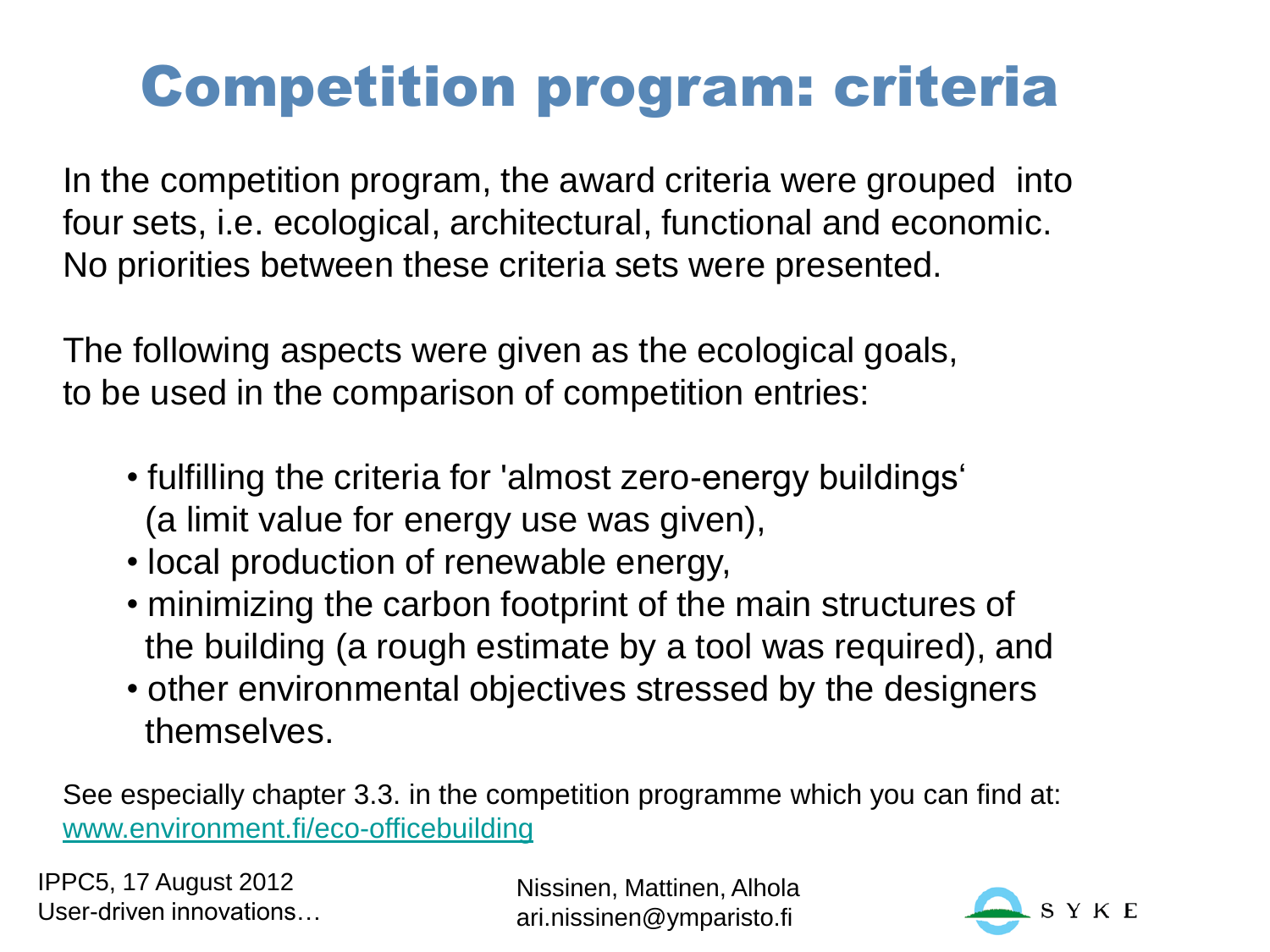# Competition program: criteria

In the competition program, the award criteria were grouped into four sets, i.e. ecological, architectural, functional and economic. No priorities between these criteria sets were presented.

The following aspects were given as the ecological goals, to be used in the comparison of competition entries:

- fulfilling the criteria for 'almost zero-energy buildings' (a limit value for energy use was given),
- local production of renewable energy,
- minimizing the carbon footprint of the main structures of the building (a rough estimate by a tool was required), and
- other environmental objectives stressed by the designers themselves.

See especially chapter 3.3. in the competition programme which you can find at: [www.environment.fi/eco-officebuilding](www.environment.fi/eco-officebuilding)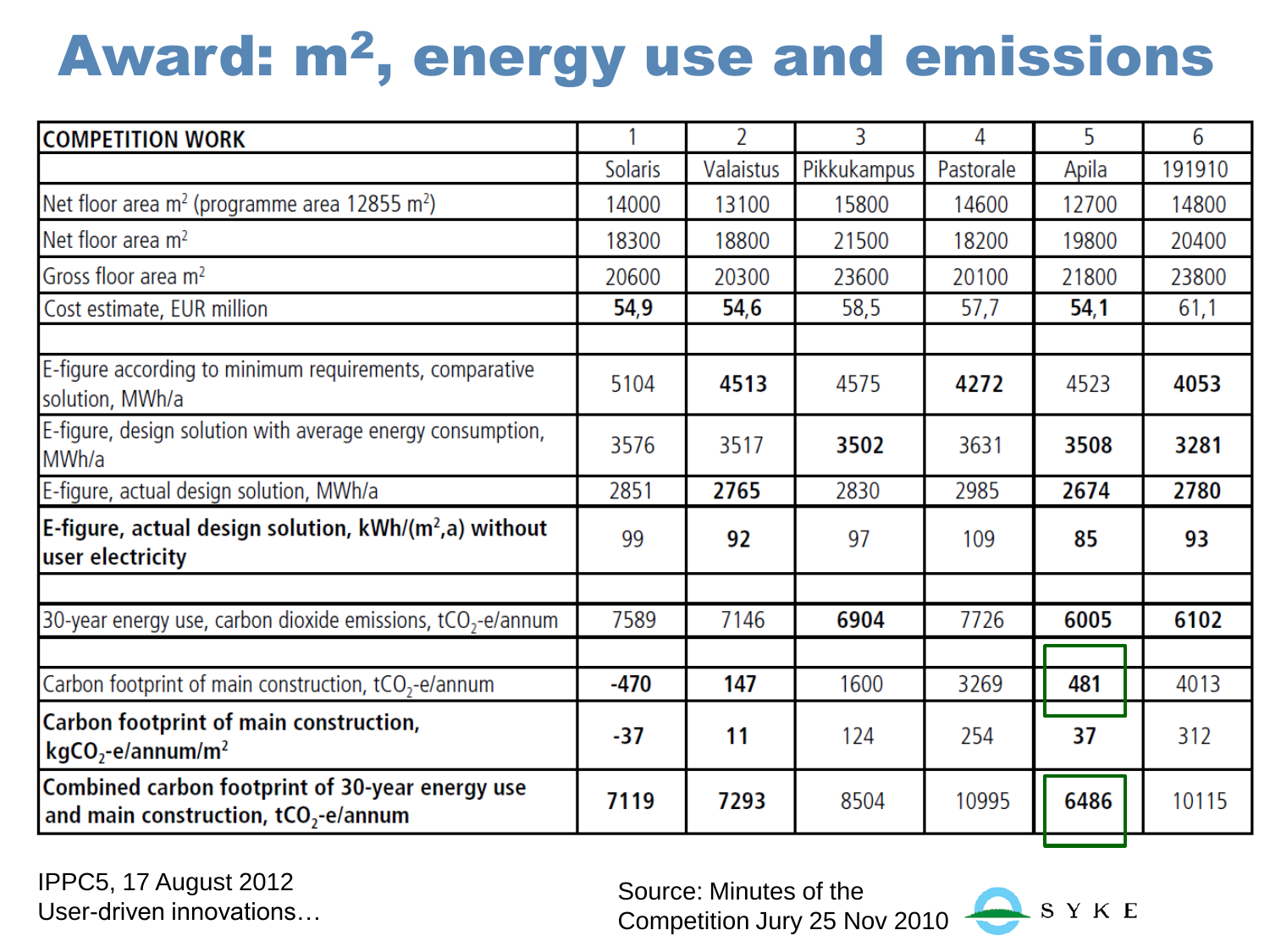# Award: $m^2$, energy use and emissions

| COMPETITION WORK | 1 | 2 | 3 | 4 | 5 | 6 |
|---|---|---|---|---|---|---|
| | Solaris | Valaistus | Pikkukampus | Pastorale | Apila | 191910 |
| Net floor area $m^2$ (programme area 12855 $m^2$) | 14000 | 13100 | 15800 | 14600 | 12700 | 14800 |
| Net floor area $m^2$ | 18300 | 18800 | 21500 | 18200 | 19800 | 20400 |
| Gross floor area $m^2$ | 20600 | 20300 | 23600 | 20100 | 21800 | 23800 |
| Cost estimate, EUR million | **54,9** | **54,6** | 58,5 | 57,7 | **54,1** | 61,1 |
| | | | | | | |
| E-figure according to minimum requirements, comparative solution, MWh/a | 5104 | **4513** | 4575 | **4272** | 4523 | **4053** |
| E-figure, design solution with average energy consumption, MWh/a | 3576 | 3517 | **3502** | 3631 | **3508** | **3281** |
| E-figure, actual design solution, MWh/a | 2851 | **2765** | 2830 | 2985 | **2674** | **2780** |
| **E-figure, actual design solution, kWh/($m^2$,a) without user electricity** | 99 | **92** | 97 | 109 | **85** | **93** |
| | | | | | | |
| 30-year energy use, carbon dioxide emissions, $tCO_2$-e/annum | 7589 | 7146 | **6904** | 7726 | **6005** | **6102** |
| | | | | | | |
| Carbon footprint of main construction, $tCO_2$-e/annum | **-470** | **147** | 1600 | 3269 | **481** | 4013 |
| **Carbon footprint of main construction, $kgCO_2$-e/annum/$m^2$** | **-37** | **11** | 124 | 254 | **37** | 312 |
| **Combined carbon footprint of 30-year energy use and main construction, $tCO_2$-e/annum** | **7119** | **7293** | 8504 | 10995 | **6486** | 10115 |

IPPC5, 17 August 2012
User-driven innovations…

Source: Minutes of the Competition Jury 25 Nov 2010

SYKE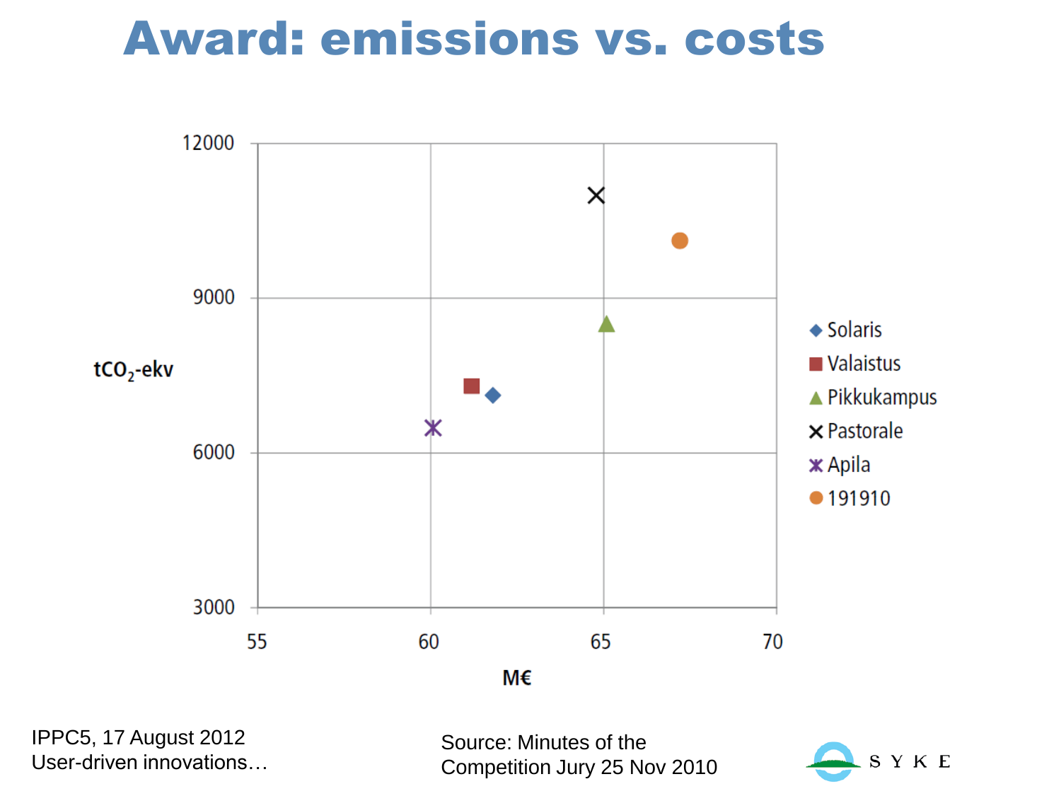# Award: emissions vs. costs

$tCO_2$-ekv

12000

9000

6000

3000

55 60 65 70

M€

- Solaris
- Valaistus
- Pikkukampus
- Pastorale
- Apila
- 191910

IPPC5, 17 August 2012
User-driven innovations…

Source: Minutes of the Competition Jury 25 Nov 2010

SYKE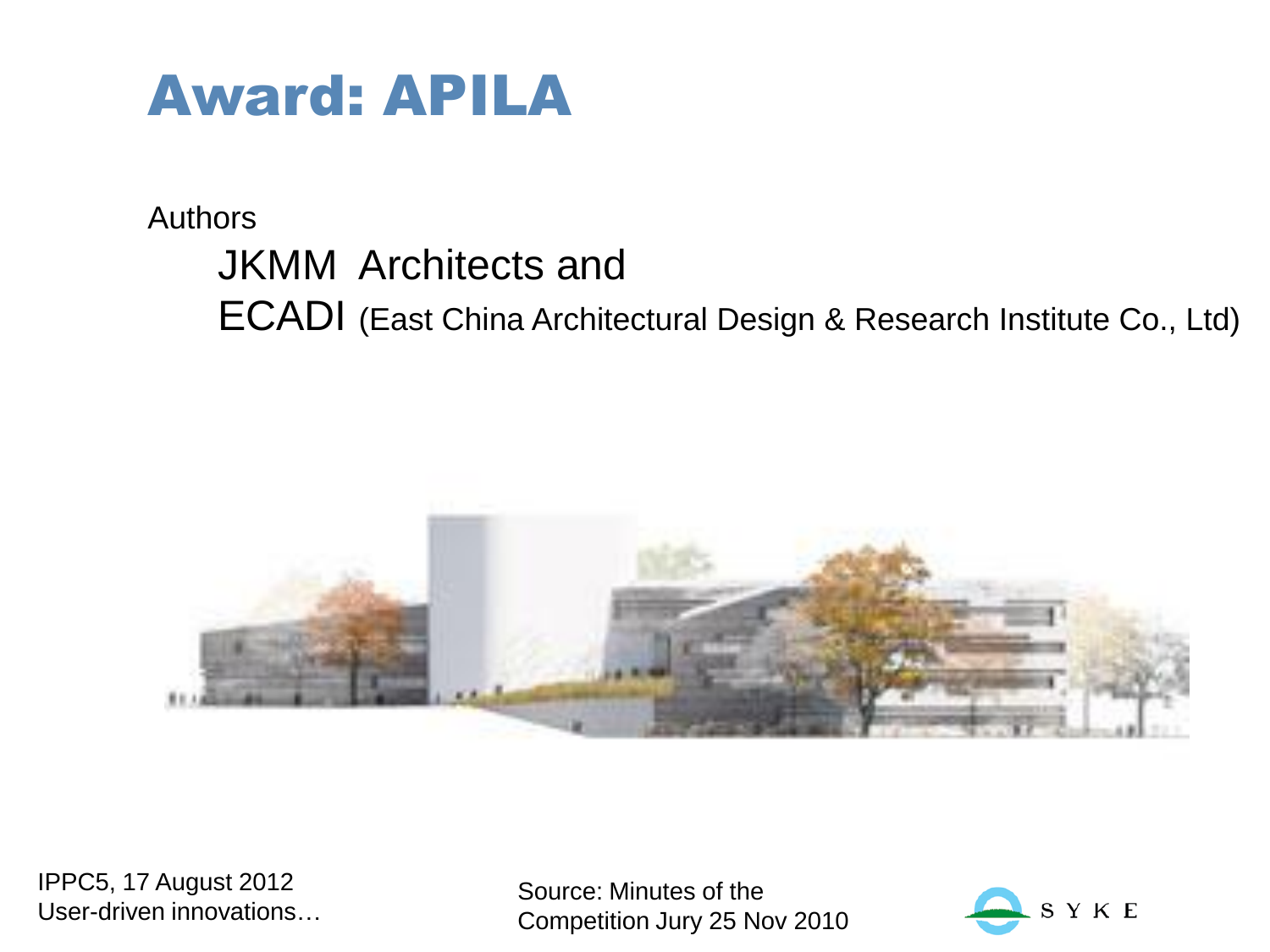# Award: APILA

Authors

JKMM Architects and

ECADI (East China Architectural Design & Research Institute Co., Ltd)

IPPC5, 17 August 2012
User-driven innovations…

Source: Minutes of the Competition Jury 25 Nov 2010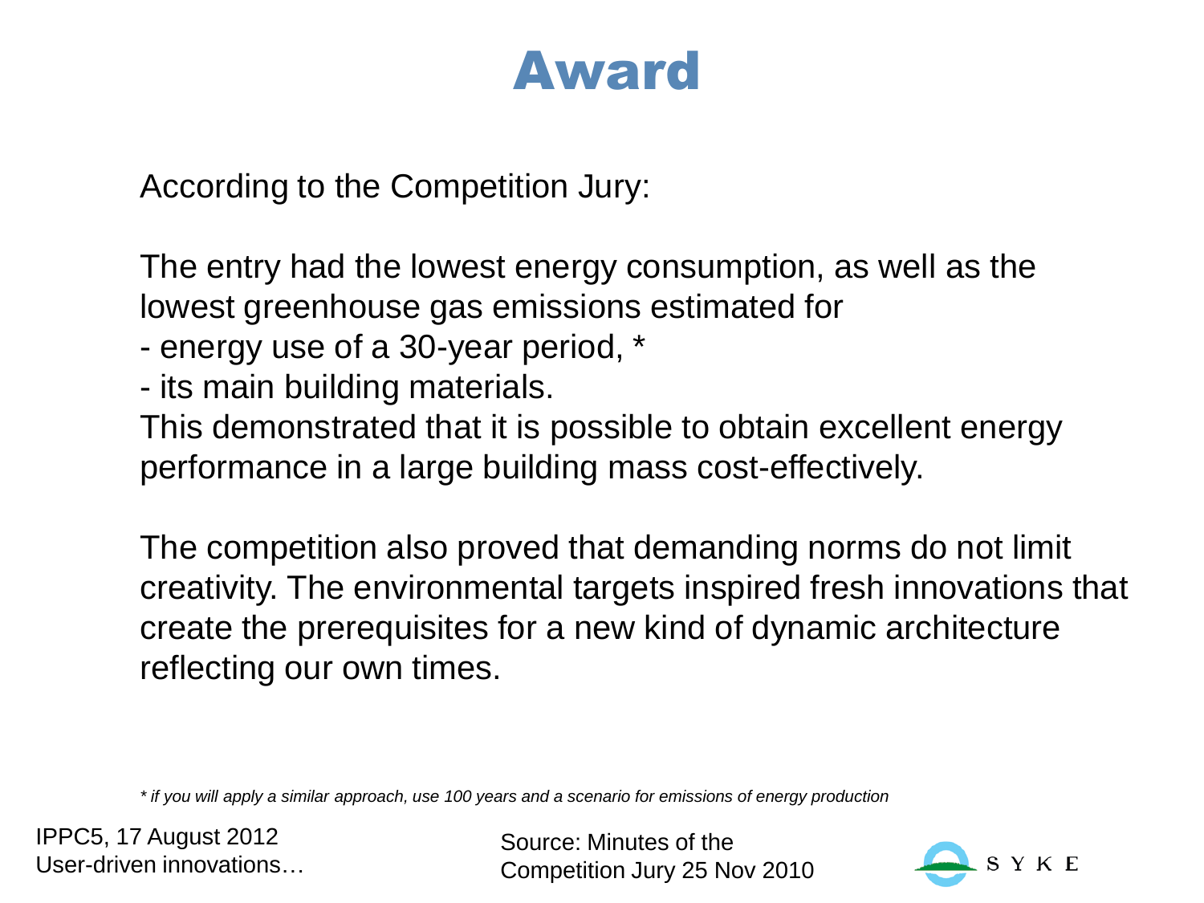# Award

According to the Competition Jury:

The entry had the lowest energy consumption, as well as the lowest greenhouse gas emissions estimated for
- energy use of a 30-year period, *
- its main building materials.

This demonstrated that it is possible to obtain excellent energy performance in a large building mass cost-effectively.

The competition also proved that demanding norms do not limit creativity. The environmental targets inspired fresh innovations that create the prerequisites for a new kind of dynamic architecture reflecting our own times.

*\* if you will apply a similar approach, use 100 years and a scenario for emissions of energy production*

Source: Minutes of the Competition Jury 25 Nov 2010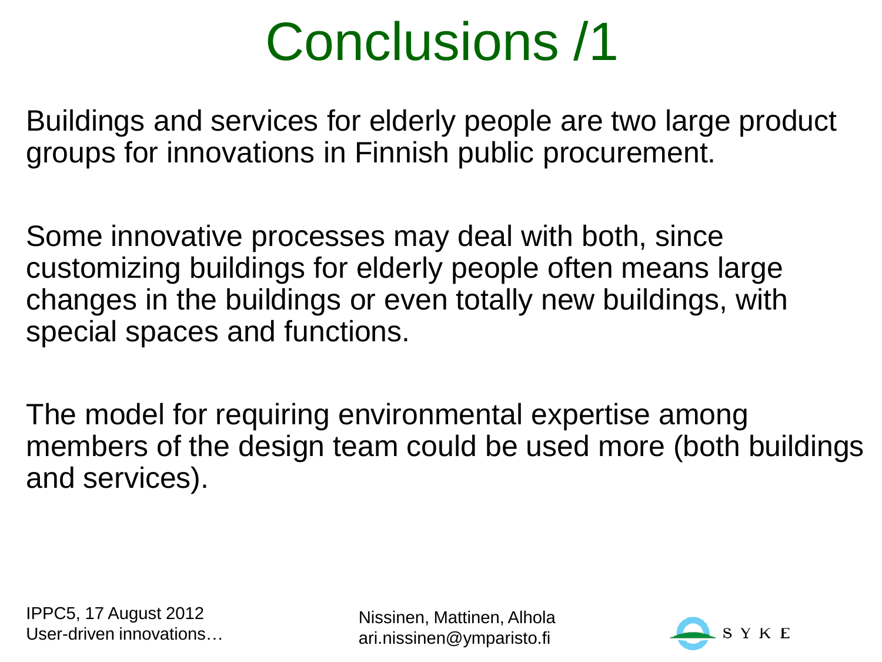# Conclusions /1

Buildings and services for elderly people are two large product groups for innovations in Finnish public procurement.

Some innovative processes may deal with both, since customizing buildings for elderly people often means large changes in the buildings or even totally new buildings, with special spaces and functions.

The model for requiring environmental expertise among members of the design team could be used more (both buildings and services).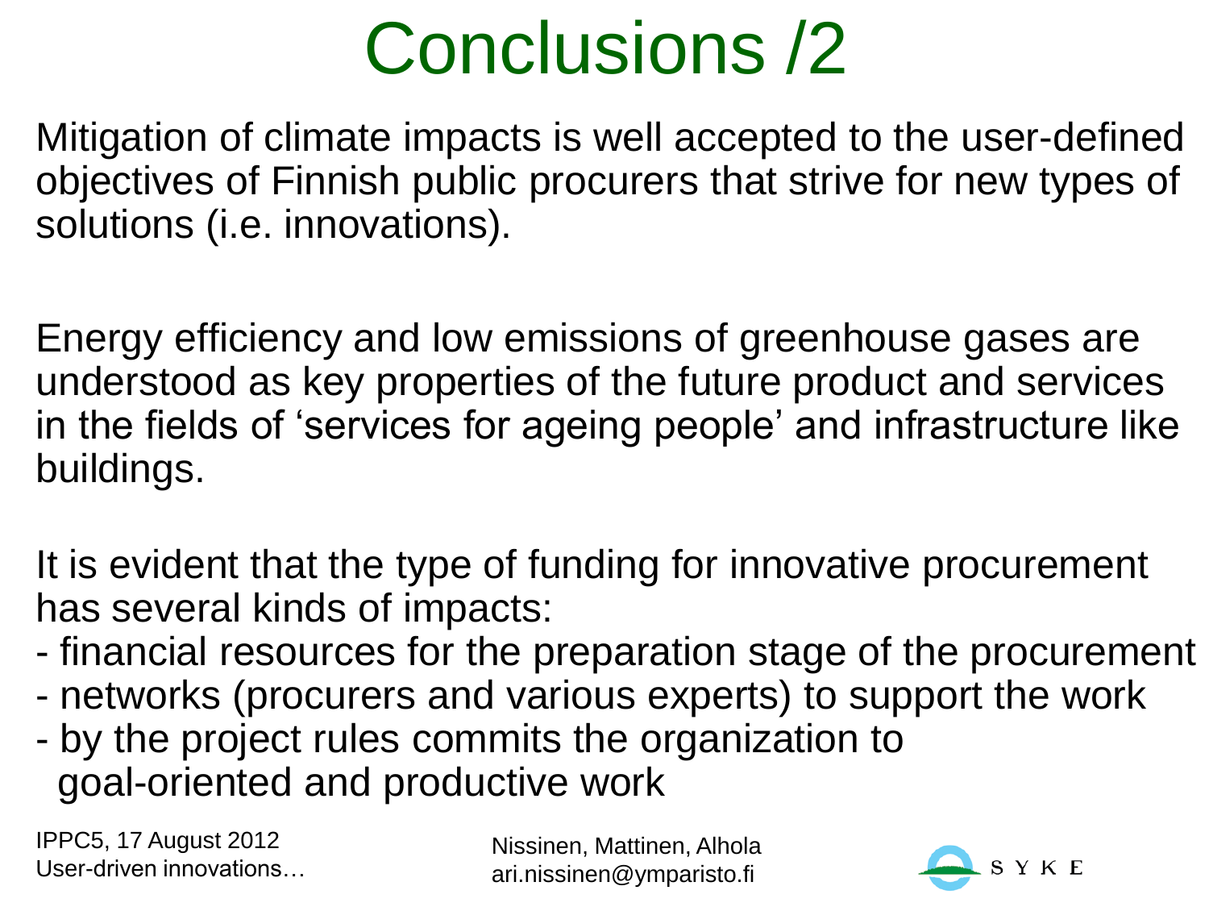# Conclusions /2

Mitigation of climate impacts is well accepted to the user-defined objectives of Finnish public procurers that strive for new types of solutions (i.e. innovations).

Energy efficiency and low emissions of greenhouse gases are understood as key properties of the future product and services in the fields of 'services for ageing people' and infrastructure like buildings.

It is evident that the type of funding for innovative procurement has several kinds of impacts:

- financial resources for the preparation stage of the procurement
- networks (procurers and various experts) to support the work
- by the project rules commits the organization to goal-oriented and productive work

IPPC5, 17 August 2012
User-driven innovations…

Nissinen, Mattinen, Alhola
ari.nissinen@ymparisto.fi

SYKE